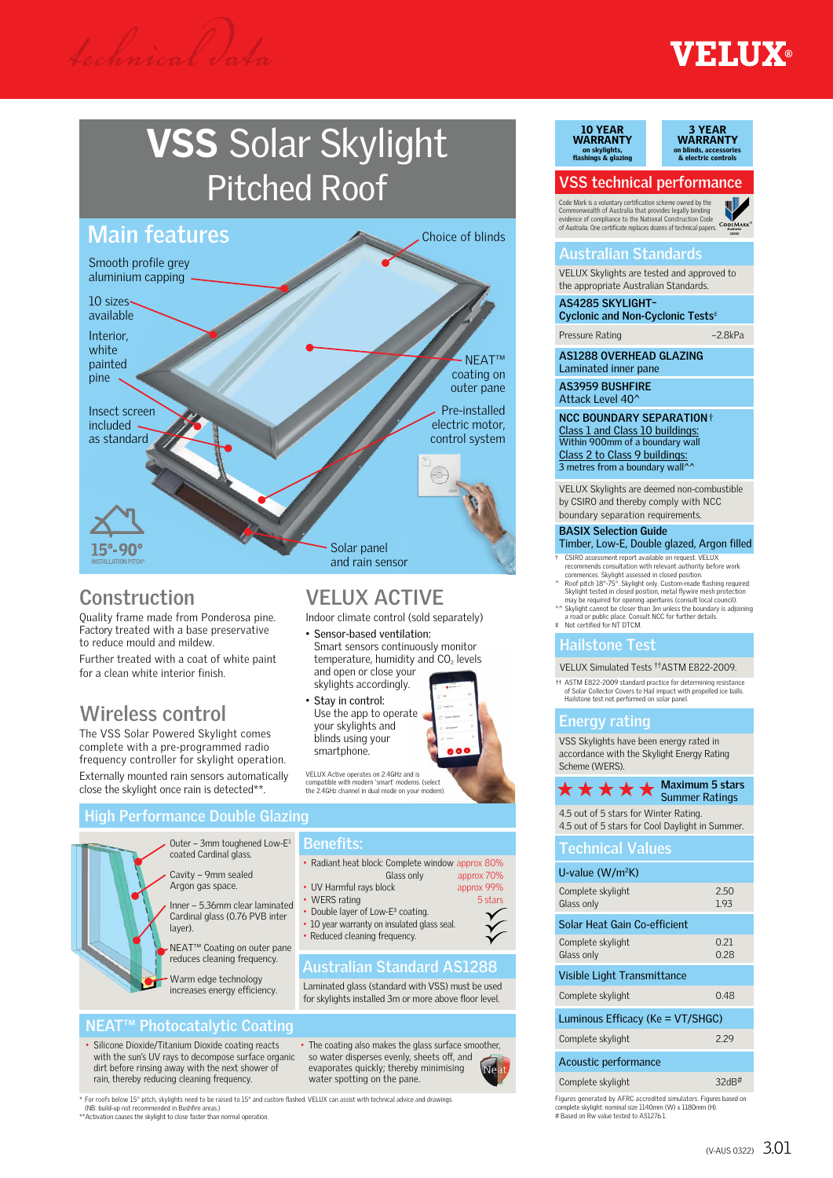Technical Data

VELUX®

# VSS Solar Skylight Pitched Roof

## Main features

- Smooth profile grey aluminium capping
- 10 sizes available
- Interior, white painted pine
- Insect screen included as standard
- Choice of blinds
- NEAT™ coating on outer pane
- Pre-installed electric motor, control system
- Solar panel and rain sensor

15°-90° INSTALLATION PITCH*

## Construction

Quality frame made from Ponderosa pine. Factory treated with a base preservative to reduce mould and mildew.

Further treated with a coat of white paint for a clean white interior finish.

## Wireless control

The VSS Solar Powered Skylight comes complete with a pre-programmed radio frequency controller for skylight operation.

Externally mounted rain sensors automatically close the skylight once rain is detected**.

## VELUX ACTIVE

Indoor climate control (sold separately)

- Sensor-based ventilation: Smart sensors continuously monitor temperature, humidity and $CO_2$ levels and open or close your skylights accordingly.
- Stay in control: Use the app to operate your skylights and blinds using your smartphone.

VELUX Active operates on 2.4GHz and is compatible with modern 'smart' modems. (select the 2.4GHz channel in dual mode on your modem).

## High Performance Double Glazing

- Outer – 3mm toughened Low-E³ coated Cardinal glass.
- Cavity – 9mm sealed Argon gas space.
- Inner – 5.36mm clear laminated Cardinal glass (0.76 PVB inter layer).
- NEAT™ Coating on outer pane reduces cleaning frequency.
- Warm edge technology increases energy efficiency.

## Benefits:

- Radiant heat block: Complete window approx 80%; Glass only approx 70%
- UV Harmful rays block approx 99%
- WERS rating 5 stars
- Double layer of Low-E³ coating.
- 10 year warranty on insulated glass seal.
- Reduced cleaning frequency.

## Australian Standard AS1288

Laminated glass (standard with VSS) must be used for skylights installed 3m or more above floor level.

## NEAT™ Photocatalytic Coating

- Silicone Dioxide/Titanium Dioxide coating reacts with the sun's UV rays to decompose surface organic dirt before rinsing away with the next shower of rain, thereby reducing cleaning frequency.
- The coating also makes the glass surface smoother, so water disperses evenly, sheets off, and evaporates quickly; thereby minimising water spotting on the pane.

\* For roofs below 15° pitch, skylights need to be raised to 15° and custom flashed. VELUX can assist with technical advice and drawings. (NB: build-up not recommended in Bushfire areas.)
\*\*Activation causes the skylight to close faster than normal operation.

**10 YEAR WARRANTY** on skylights, flashings & glazing

**3 YEAR WARRANTY** on blinds, accessories & electric controls

## VSS technical performance

Code Mark is a voluntary certification scheme owned by the Commonwealth of Australia that provides legally binding evidence of compliance to the National Construction Code of Australia. One certificate replaces dozens of technical papers.

## Australian Standards

VELUX Skylights are tested and approved to the appropriate Australian Standards.

**AS4285 SKYLIGHT– Cyclonic and Non-Cyclonic Tests‡**

| Pressure Rating | –2.8kPa |
|---|---|

**AS1288 OVERHEAD GLAZING**
Laminated inner pane

**AS3959 BUSHFIRE**
Attack Level 40^

**NCC BOUNDARY SEPARATION†**
Class 1 and Class 10 buildings: Within 900mm of a boundary wall
Class 2 to Class 9 buildings: 3 metres from a boundary wall^^

VELUX Skylights are deemed non-combustible by CSIRO and thereby comply with NCC boundary separation requirements.

**BASIX Selection Guide**
Timber, Low-E, Double glazed, Argon filled

† CSIRO assessment report available on request. VELUX recommends consultation with relevant authority before work commences. Skylight assessed in closed position.
^ Roof pitch 18°-75°. Skylight only. Custom-made flashing required. Skylight tested in closed position, metal flywire mesh protection may be required for opening apertures (consult local council).
^^ Skylight cannot be closer than 3m unless the boundary is adjoining a road or public place. Consult NCC for further details.
‡ Not certified for NT DTCM.

## Hailstone Test

VELUX Simulated Tests ††ASTM E822-2009.

†† ASTM E822-2009 standard practice for determining resistance of Solar Collector Covers to Hail impact with propelled ice balls. Hailstone test not performed on solar panel.

## Energy rating

VSS Skylights have been energy rated in accordance with the Skylight Energy Rating Scheme (WERS).

★★★★★ Maximum 5 stars Summer Ratings

4.5 out of 5 stars for Winter Rating.
4.5 out of 5 stars for Cool Daylight in Summer.

## Technical Values

| U-value (W/m²K) | |
|---|---|
| Complete skylight | 2.50 |
| Glass only | 1.93 |
| **Solar Heat Gain Co-efficient** | |
| Complete skylight | 0.21 |
| Glass only | 0.28 |
| **Visible Light Transmittance** | |
| Complete skylight | 0.48 |
| **Luminous Efficacy (Ke = VT/SHGC)** | |
| Complete skylight | 2.29 |
| **Acoustic performance** | |
| Complete skylight | 32dB# |

Figures generated by AFRC accredited simulators. Figures based on complete skylight: nominal size 1140mm (W) x 1180mm (H).
\# Based on Rw value tested to AS1276.1.

(V-AUS 0322) 3.01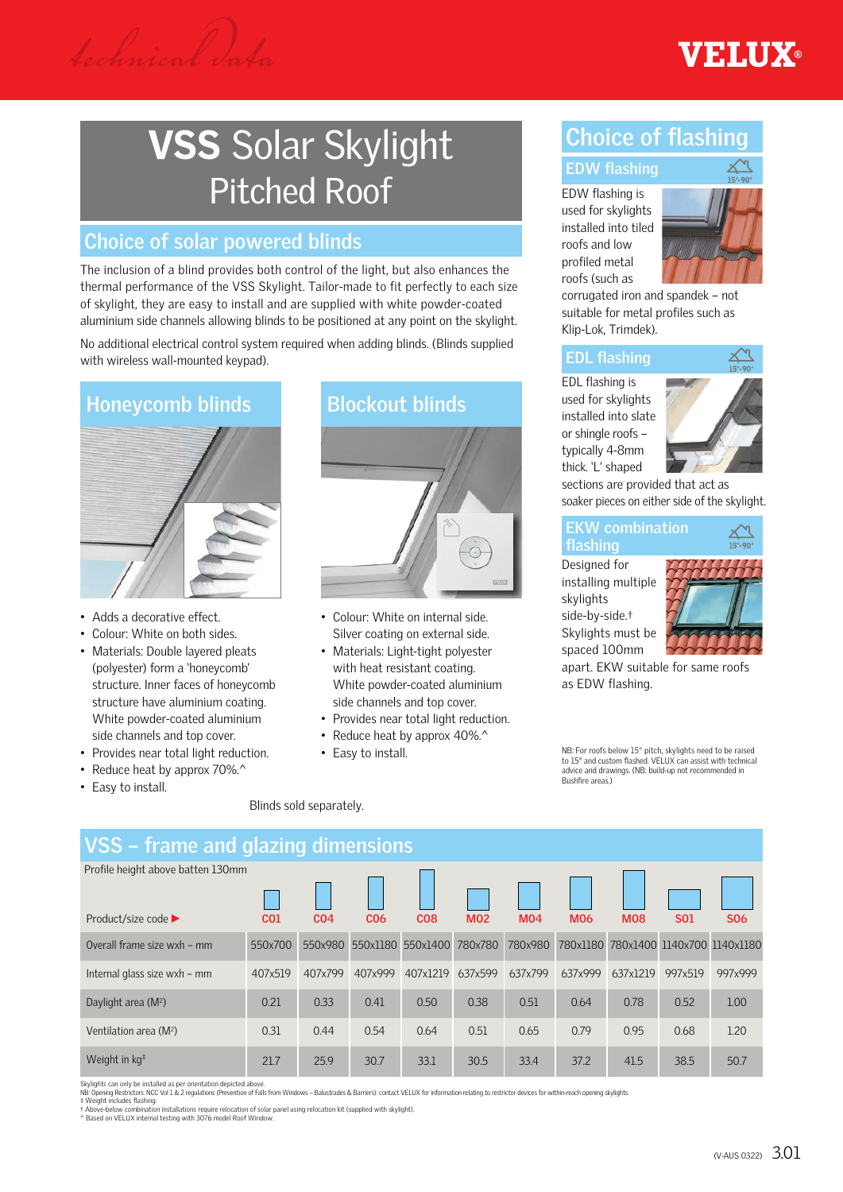# VSS Solar Skylight Pitched Roof

## Choice of solar powered blinds

The inclusion of a blind provides both control of the light, but also enhances the thermal performance of the VSS Skylight. Tailor-made to fit perfectly to each size of skylight, they are easy to install and are supplied with white powder-coated aluminium side channels allowing blinds to be positioned at any point on the skylight.

No additional electrical control system required when adding blinds. (Blinds supplied with wireless wall-mounted keypad).

### Honeycomb blinds

- Adds a decorative effect.
- Colour: White on both sides.
- Materials: Double layered pleats (polyester) form a 'honeycomb' structure. Inner faces of honeycomb structure have aluminium coating. White powder-coated aluminium side channels and top cover.
- Provides near total light reduction.
- Reduce heat by approx 70%.^
- Easy to install.

### Blockout blinds

- Colour: White on internal side. Silver coating on external side.
- Materials: Light-tight polyester with heat resistant coating. White powder-coated aluminium side channels and top cover.
- Provides near total light reduction.
- Reduce heat by approx 40%.^
- Easy to install.

Blinds sold separately.

## Choice of flashing

### EDW flashing

15°-90°

EDW flashing is used for skylights installed into tiled roofs and low profiled metal roofs (such as corrugated iron and spandek – not suitable for metal profiles such as Klip-Lok, Trimdek).

### EDL flashing

15°-90°

EDL flashing is used for skylights installed into slate or shingle roofs – typically 4-8mm thick. 'L' shaped sections are provided that act as soaker pieces on either side of the skylight.

### EKW combination flashing

15°-90°

Designed for installing multiple skylights side-by-side.† Skylights must be spaced 100mm apart. EKW suitable for same roofs as EDW flashing.

NB: For roofs below 15° pitch, skylights need to be raised to 15° and custom flashed. VELUX can assist with technical advice and drawings. (NB: build-up not recommended in Bushfire areas.)

## VSS – frame and glazing dimensions

Profile height above batten 130mm

| Product/size code ▶ | C01 | C04 | C06 | C08 | M02 | M04 | M06 | M08 | S01 | S06 |
|---|---|---|---|---|---|---|---|---|---|---|
| Overall frame size wxh – mm | 550x700 | 550x980 | 550x1180 | 550x1400 | 780x780 | 780x980 | 780x1180 | 780x1400 | 1140x700 | 1140x1180 |
| Internal glass size wxh – mm | 407x519 | 407x799 | 407x999 | 407x1219 | 637x599 | 637x799 | 637x999 | 637x1219 | 997x519 | 997x999 |
| Daylight area (M²) | 0.21 | 0.33 | 0.41 | 0.50 | 0.38 | 0.51 | 0.64 | 0.78 | 0.52 | 1.00 |
| Ventilation area (M²) | 0.31 | 0.44 | 0.54 | 0.64 | 0.51 | 0.65 | 0.79 | 0.95 | 0.68 | 1.20 |
| Weight in kg‡ | 21.7 | 25.9 | 30.7 | 33.1 | 30.5 | 33.4 | 37.2 | 41.5 | 38.5 | 50.7 |

Skylights can only be installed as per orientation depicted above.
NB: Opening Restrictors: NCC Vol 1 & 2 regulations (Prevention of Falls from Windows – Balustrades & Barriers): contact VELUX for information relating to restrictor devices for within-reach opening skylights.
‡ Weight includes flashing.
† Above-below combination installations require relocation of solar panel using relocation kit (supplied with skylight).
^ Based on VELUX internal testing with 3076 model Roof Window.

(V-AUS 0322)